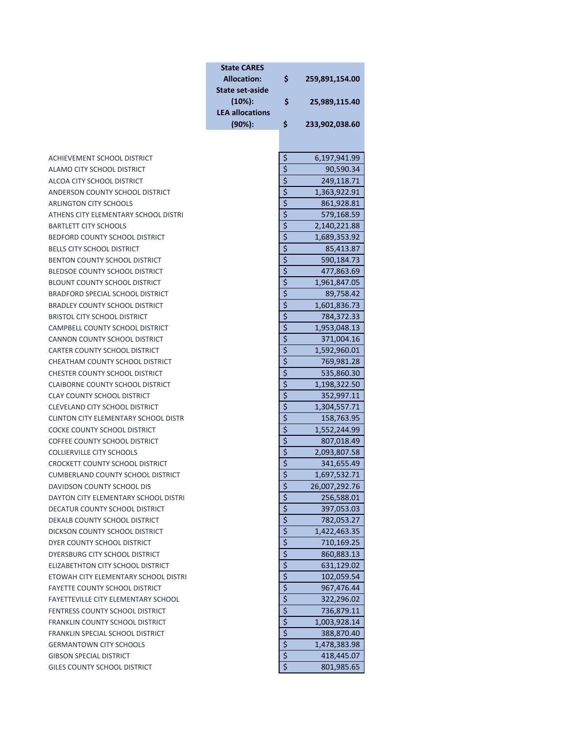| | |
|---|---|
| State CARES Allocation: | $ 259,891,154.00 |
| State set-aside (10%): | $ 25,989,115.40 |
| LEA allocations (90%): | $ 233,902,038.60 |

| | |
|---|---|
| ACHIEVEMENT SCHOOL DISTRICT | $ 6,197,941.99 |
| ALAMO CITY SCHOOL DISTRICT | $ 90,590.34 |
| ALCOA CITY SCHOOL DISTRICT | $ 249,118.71 |
| ANDERSON COUNTY SCHOOL DISTRICT | $ 1,363,922.91 |
| ARLINGTON CITY SCHOOLS | $ 861,928.81 |
| ATHENS CITY ELEMENTARY SCHOOL DISTRI | $ 579,168.59 |
| BARTLETT CITY SCHOOLS | $ 2,140,221.88 |
| BEDFORD COUNTY SCHOOL DISTRICT | $ 1,689,353.92 |
| BELLS CITY SCHOOL DISTRICT | $ 85,413.87 |
| BENTON COUNTY SCHOOL DISTRICT | $ 590,184.73 |
| BLEDSOE COUNTY SCHOOL DISTRICT | $ 477,863.69 |
| BLOUNT COUNTY SCHOOL DISTRICT | $ 1,961,847.05 |
| BRADFORD SPECIAL SCHOOL DISTRICT | $ 89,758.42 |
| BRADLEY COUNTY SCHOOL DISTRICT | $ 1,601,836.73 |
| BRISTOL CITY SCHOOL DISTRICT | $ 784,372.33 |
| CAMPBELL COUNTY SCHOOL DISTRICT | $ 1,953,048.13 |
| CANNON COUNTY SCHOOL DISTRICT | $ 371,004.16 |
| CARTER COUNTY SCHOOL DISTRICT | $ 1,592,960.01 |
| CHEATHAM COUNTY SCHOOL DISTRICT | $ 769,981.28 |
| CHESTER COUNTY SCHOOL DISTRICT | $ 535,860.30 |
| CLAIBORNE COUNTY SCHOOL DISTRICT | $ 1,198,322.50 |
| CLAY COUNTY SCHOOL DISTRICT | $ 352,997.11 |
| CLEVELAND CITY SCHOOL DISTRICT | $ 1,304,557.71 |
| CLINTON CITY ELEMENTARY SCHOOL DISTR | $ 158,763.95 |
| COCKE COUNTY SCHOOL DISTRICT | $ 1,552,244.99 |
| COFFEE COUNTY SCHOOL DISTRICT | $ 807,018.49 |
| COLLIERVILLE CITY SCHOOLS | $ 2,093,807.58 |
| CROCKETT COUNTY SCHOOL DISTRICT | $ 341,655.49 |
| CUMBERLAND COUNTY SCHOOL DISTRICT | $ 1,697,532.71 |
| DAVIDSON COUNTY SCHOOL DIS | $ 26,007,292.76 |
| DAYTON CITY ELEMENTARY SCHOOL DISTRI | $ 256,588.01 |
| DECATUR COUNTY SCHOOL DISTRICT | $ 397,053.03 |
| DEKALB COUNTY SCHOOL DISTRICT | $ 782,053.27 |
| DICKSON COUNTY SCHOOL DISTRICT | $ 1,422,463.35 |
| DYER COUNTY SCHOOL DISTRICT | $ 710,169.25 |
| DYERSBURG CITY SCHOOL DISTRICT | $ 860,883.13 |
| ELIZABETHTON CITY SCHOOL DISTRICT | $ 631,129.02 |
| ETOWAH CITY ELEMENTARY SCHOOL DISTRI | $ 102,059.54 |
| FAYETTE COUNTY SCHOOL DISTRICT | $ 967,476.44 |
| FAYETTEVILLE CITY ELEMENTARY SCHOOL | $ 322,296.02 |
| FENTRESS COUNTY SCHOOL DISTRICT | $ 736,879.11 |
| FRANKLIN COUNTY SCHOOL DISTRICT | $ 1,003,928.14 |
| FRANKLIN SPECIAL SCHOOL DISTRICT | $ 388,870.40 |
| GERMANTOWN CITY SCHOOLS | $ 1,478,383.98 |
| GIBSON SPECIAL DISTRICT | $ 418,445.07 |
| GILES COUNTY SCHOOL DISTRICT | $ 801,985.65 |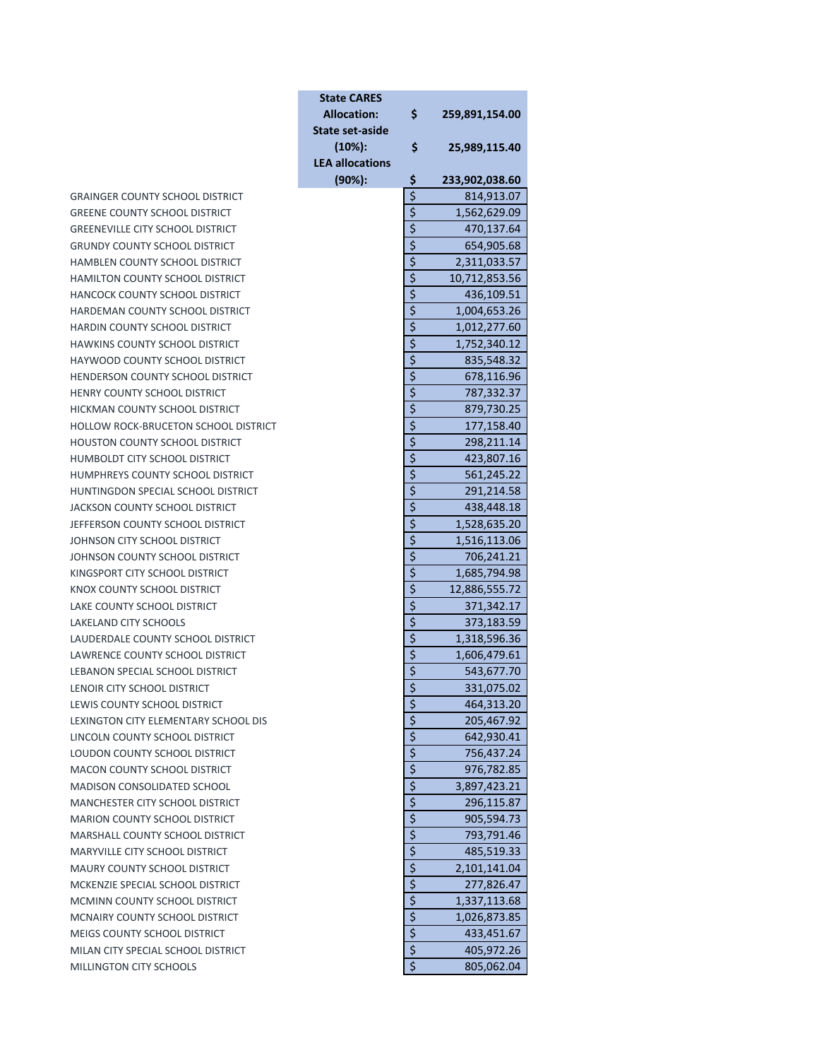| | | | |
|---|---|---|---|
| | **State CARES Allocation:** | **$** | **259,891,154.00** |
| | **State set-aside (10%):** | **$** | **25,989,115.40** |
| | **LEA allocations (90%):** | **$** | **233,902,038.60** |
| GRAINGER COUNTY SCHOOL DISTRICT | | $ | 814,913.07 |
| GREENE COUNTY SCHOOL DISTRICT | | $ | 1,562,629.09 |
| GREENEVILLE CITY SCHOOL DISTRICT | | $ | 470,137.64 |
| GRUNDY COUNTY SCHOOL DISTRICT | | $ | 654,905.68 |
| HAMBLEN COUNTY SCHOOL DISTRICT | | $ | 2,311,033.57 |
| HAMILTON COUNTY SCHOOL DISTRICT | | $ | 10,712,853.56 |
| HANCOCK COUNTY SCHOOL DISTRICT | | $ | 436,109.51 |
| HARDEMAN COUNTY SCHOOL DISTRICT | | $ | 1,004,653.26 |
| HARDIN COUNTY SCHOOL DISTRICT | | $ | 1,012,277.60 |
| HAWKINS COUNTY SCHOOL DISTRICT | | $ | 1,752,340.12 |
| HAYWOOD COUNTY SCHOOL DISTRICT | | $ | 835,548.32 |
| HENDERSON COUNTY SCHOOL DISTRICT | | $ | 678,116.96 |
| HENRY COUNTY SCHOOL DISTRICT | | $ | 787,332.37 |
| HICKMAN COUNTY SCHOOL DISTRICT | | $ | 879,730.25 |
| HOLLOW ROCK-BRUCETON SCHOOL DISTRICT | | $ | 177,158.40 |
| HOUSTON COUNTY SCHOOL DISTRICT | | $ | 298,211.14 |
| HUMBOLDT CITY SCHOOL DISTRICT | | $ | 423,807.16 |
| HUMPHREYS COUNTY SCHOOL DISTRICT | | $ | 561,245.22 |
| HUNTINGDON SPECIAL SCHOOL DISTRICT | | $ | 291,214.58 |
| JACKSON COUNTY SCHOOL DISTRICT | | $ | 438,448.18 |
| JEFFERSON COUNTY SCHOOL DISTRICT | | $ | 1,528,635.20 |
| JOHNSON CITY SCHOOL DISTRICT | | $ | 1,516,113.06 |
| JOHNSON COUNTY SCHOOL DISTRICT | | $ | 706,241.21 |
| KINGSPORT CITY SCHOOL DISTRICT | | $ | 1,685,794.98 |
| KNOX COUNTY SCHOOL DISTRICT | | $ | 12,886,555.72 |
| LAKE COUNTY SCHOOL DISTRICT | | $ | 371,342.17 |
| LAKELAND CITY SCHOOLS | | $ | 373,183.59 |
| LAUDERDALE COUNTY SCHOOL DISTRICT | | $ | 1,318,596.36 |
| LAWRENCE COUNTY SCHOOL DISTRICT | | $ | 1,606,479.61 |
| LEBANON SPECIAL SCHOOL DISTRICT | | $ | 543,677.70 |
| LENOIR CITY SCHOOL DISTRICT | | $ | 331,075.02 |
| LEWIS COUNTY SCHOOL DISTRICT | | $ | 464,313.20 |
| LEXINGTON CITY ELEMENTARY SCHOOL DIS | | $ | 205,467.92 |
| LINCOLN COUNTY SCHOOL DISTRICT | | $ | 642,930.41 |
| LOUDON COUNTY SCHOOL DISTRICT | | $ | 756,437.24 |
| MACON COUNTY SCHOOL DISTRICT | | $ | 976,782.85 |
| MADISON CONSOLIDATED SCHOOL | | $ | 3,897,423.21 |
| MANCHESTER CITY SCHOOL DISTRICT | | $ | 296,115.87 |
| MARION COUNTY SCHOOL DISTRICT | | $ | 905,594.73 |
| MARSHALL COUNTY SCHOOL DISTRICT | | $ | 793,791.46 |
| MARYVILLE CITY SCHOOL DISTRICT | | $ | 485,519.33 |
| MAURY COUNTY SCHOOL DISTRICT | | $ | 2,101,141.04 |
| MCKENZIE SPECIAL SCHOOL DISTRICT | | $ | 277,826.47 |
| MCMINN COUNTY SCHOOL DISTRICT | | $ | 1,337,113.68 |
| MCNAIRY COUNTY SCHOOL DISTRICT | | $ | 1,026,873.85 |
| MEIGS COUNTY SCHOOL DISTRICT | | $ | 433,451.67 |
| MILAN CITY SPECIAL SCHOOL DISTRICT | | $ | 405,972.26 |
| MILLINGTON CITY SCHOOLS | | $ | 805,062.04 |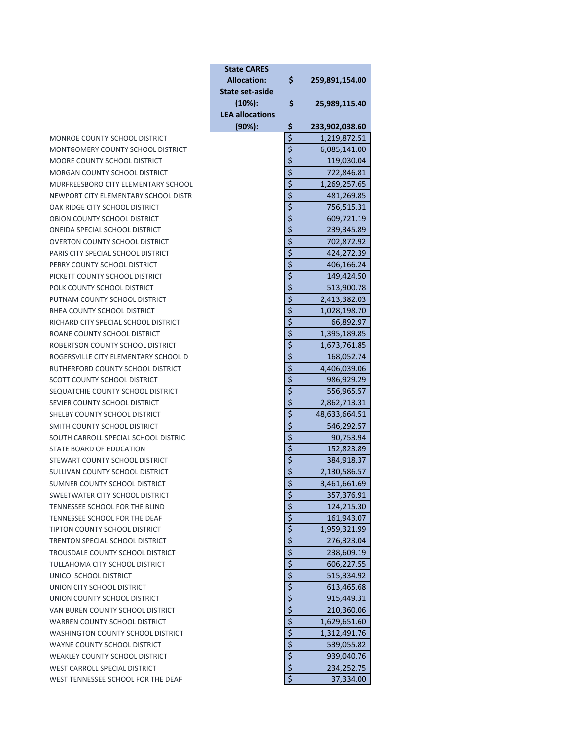| | | |
|---|---|---|
| | **State CARES Allocation:** | **$ 259,891,154.00** |
| | **State set-aside (10%):** | **$ 25,989,115.40** |
| | **LEA allocations (90%):** | **$ 233,902,038.60** |
| MONROE COUNTY SCHOOL DISTRICT | | $ 1,219,872.51 |
| MONTGOMERY COUNTY SCHOOL DISTRICT | | $ 6,085,141.00 |
| MOORE COUNTY SCHOOL DISTRICT | | $ 119,030.04 |
| MORGAN COUNTY SCHOOL DISTRICT | | $ 722,846.81 |
| MURFREESBORO CITY ELEMENTARY SCHOOL | | $ 1,269,257.65 |
| NEWPORT CITY ELEMENTARY SCHOOL DISTR | | $ 481,269.85 |
| OAK RIDGE CITY SCHOOL DISTRICT | | $ 756,515.31 |
| OBION COUNTY SCHOOL DISTRICT | | $ 609,721.19 |
| ONEIDA SPECIAL SCHOOL DISTRICT | | $ 239,345.89 |
| OVERTON COUNTY SCHOOL DISTRICT | | $ 702,872.92 |
| PARIS CITY SPECIAL SCHOOL DISTRICT | | $ 424,272.39 |
| PERRY COUNTY SCHOOL DISTRICT | | $ 406,166.24 |
| PICKETT COUNTY SCHOOL DISTRICT | | $ 149,424.50 |
| POLK COUNTY SCHOOL DISTRICT | | $ 513,900.78 |
| PUTNAM COUNTY SCHOOL DISTRICT | | $ 2,413,382.03 |
| RHEA COUNTY SCHOOL DISTRICT | | $ 1,028,198.70 |
| RICHARD CITY SPECIAL SCHOOL DISTRICT | | $ 66,892.97 |
| ROANE COUNTY SCHOOL DISTRICT | | $ 1,395,189.85 |
| ROBERTSON COUNTY SCHOOL DISTRICT | | $ 1,673,761.85 |
| ROGERSVILLE CITY ELEMENTARY SCHOOL D | | $ 168,052.74 |
| RUTHERFORD COUNTY SCHOOL DISTRICT | | $ 4,406,039.06 |
| SCOTT COUNTY SCHOOL DISTRICT | | $ 986,929.29 |
| SEQUATCHIE COUNTY SCHOOL DISTRICT | | $ 556,965.57 |
| SEVIER COUNTY SCHOOL DISTRICT | | $ 2,862,713.31 |
| SHELBY COUNTY SCHOOL DISTRICT | | $ 48,633,664.51 |
| SMITH COUNTY SCHOOL DISTRICT | | $ 546,292.57 |
| SOUTH CARROLL SPECIAL SCHOOL DISTRIC | | $ 90,753.94 |
| STATE BOARD OF EDUCATION | | $ 152,823.89 |
| STEWART COUNTY SCHOOL DISTRICT | | $ 384,918.37 |
| SULLIVAN COUNTY SCHOOL DISTRICT | | $ 2,130,586.57 |
| SUMNER COUNTY SCHOOL DISTRICT | | $ 3,461,661.69 |
| SWEETWATER CITY SCHOOL DISTRICT | | $ 357,376.91 |
| TENNESSEE SCHOOL FOR THE BLIND | | $ 124,215.30 |
| TENNESSEE SCHOOL FOR THE DEAF | | $ 161,943.07 |
| TIPTON COUNTY SCHOOL DISTRICT | | $ 1,959,321.99 |
| TRENTON SPECIAL SCHOOL DISTRICT | | $ 276,323.04 |
| TROUSDALE COUNTY SCHOOL DISTRICT | | $ 238,609.19 |
| TULLAHOMA CITY SCHOOL DISTRICT | | $ 606,227.55 |
| UNICOI SCHOOL DISTRICT | | $ 515,334.92 |
| UNION CITY SCHOOL DISTRICT | | $ 613,465.68 |
| UNION COUNTY SCHOOL DISTRICT | | $ 915,449.31 |
| VAN BUREN COUNTY SCHOOL DISTRICT | | $ 210,360.06 |
| WARREN COUNTY SCHOOL DISTRICT | | $ 1,629,651.60 |
| WASHINGTON COUNTY SCHOOL DISTRICT | | $ 1,312,491.76 |
| WAYNE COUNTY SCHOOL DISTRICT | | $ 539,055.82 |
| WEAKLEY COUNTY SCHOOL DISTRICT | | $ 939,040.76 |
| WEST CARROLL SPECIAL DISTRICT | | $ 234,252.75 |
| WEST TENNESSEE SCHOOL FOR THE DEAF | | $ 37,334.00 |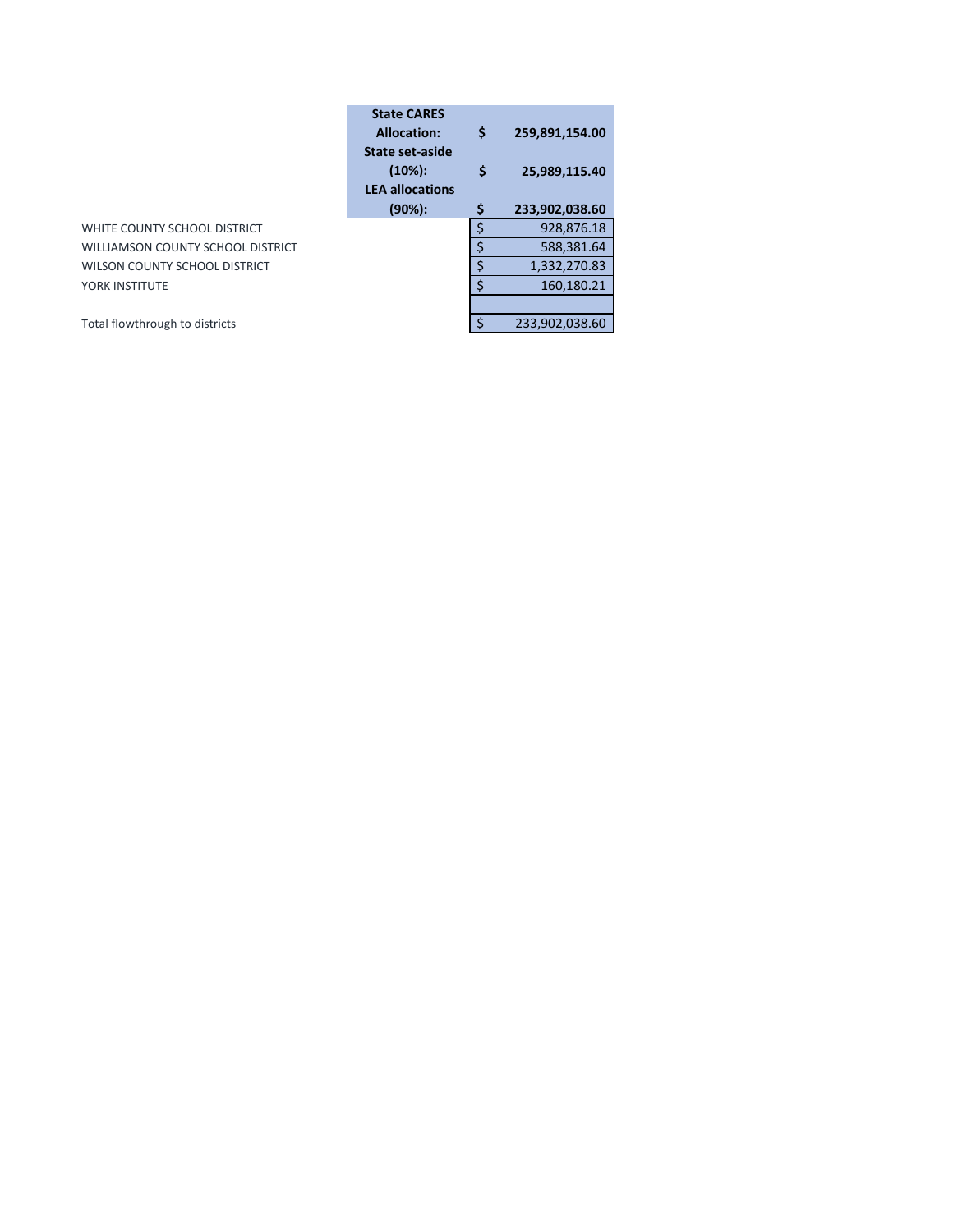| | | | |
|---|---|---|---|
| | **State CARES Allocation:** | **$** | **259,891,154.00** |
| | **State set-aside (10%):** | **$** | **25,989,115.40** |
| | **LEA allocations (90%):** | **$** | **233,902,038.60** |
| WHITE COUNTY SCHOOL DISTRICT | | $ | 928,876.18 |
| WILLIAMSON COUNTY SCHOOL DISTRICT | | $ | 588,381.64 |
| WILSON COUNTY SCHOOL DISTRICT | | $ | 1,332,270.83 |
| YORK INSTITUTE | | $ | 160,180.21 |
| | | | |
| Total flowthrough to districts | | $ | 233,902,038.60 |